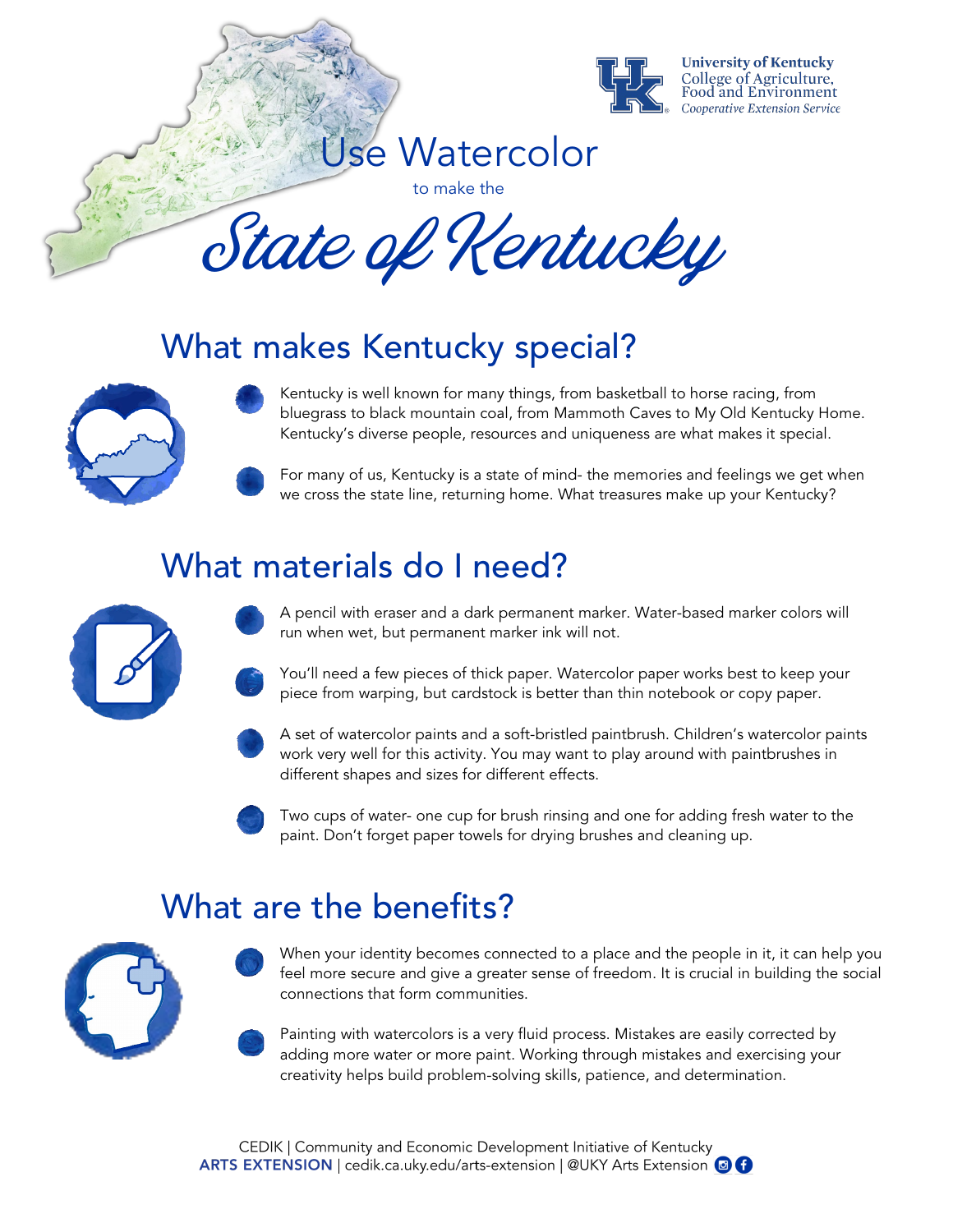University of Kentucky
College of Agriculture, Food and Environment
*Cooperative Extension Service*

# Use Watercolor

to make the

# *State of Kentucky*

## What makes Kentucky special?

- Kentucky is well known for many things, from basketball to horse racing, from bluegrass to black mountain coal, from Mammoth Caves to My Old Kentucky Home. Kentucky's diverse people, resources and uniqueness are what makes it special.
- For many of us, Kentucky is a state of mind- the memories and feelings we get when we cross the state line, returning home. What treasures make up your Kentucky?

## What materials do I need?

- A pencil with eraser and a dark permanent marker. Water-based marker colors will run when wet, but permanent marker ink will not.
- You'll need a few pieces of thick paper. Watercolor paper works best to keep your piece from warping, but cardstock is better than thin notebook or copy paper.
- A set of watercolor paints and a soft-bristled paintbrush. Children's watercolor paints work very well for this activity. You may want to play around with paintbrushes in different shapes and sizes for different effects.
- Two cups of water- one cup for brush rinsing and one for adding fresh water to the paint. Don't forget paper towels for drying brushes and cleaning up.

## What are the benefits?

- When your identity becomes connected to a place and the people in it, it can help you feel more secure and give a greater sense of freedom. It is crucial in building the social connections that form communities.
- Painting with watercolors is a very fluid process. Mistakes are easily corrected by adding more water or more paint. Working through mistakes and exercising your creativity helps build problem-solving skills, patience, and determination.

CEDIK | Community and Economic Development Initiative of Kentucky
**ARTS EXTENSION** | cedik.ca.uky.edu/arts-extension | @UKY Arts Extension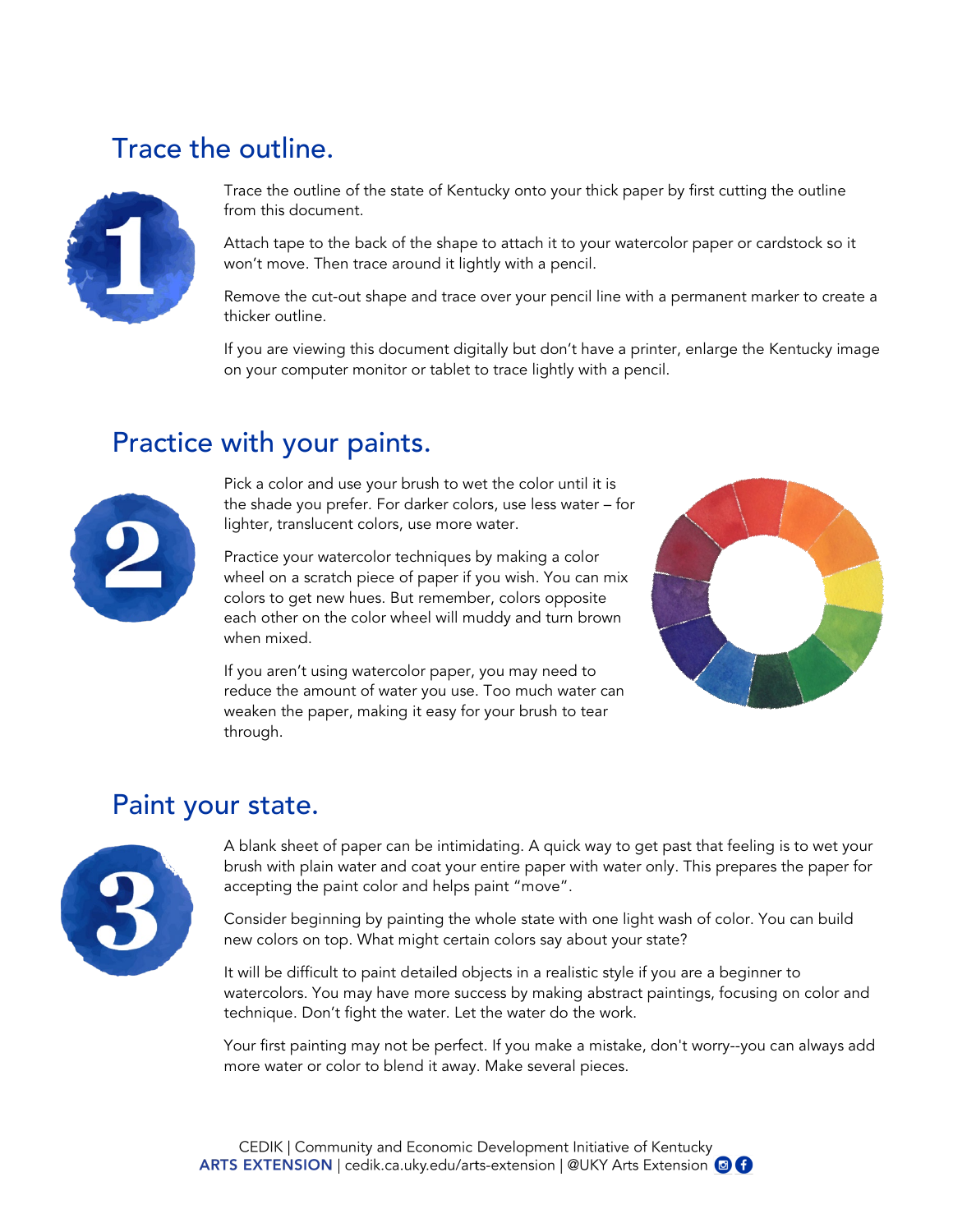## Trace the outline.

**1**

Trace the outline of the state of Kentucky onto your thick paper by first cutting the outline from this document.

Attach tape to the back of the shape to attach it to your watercolor paper or cardstock so it won't move. Then trace around it lightly with a pencil.

Remove the cut-out shape and trace over your pencil line with a permanent marker to create a thicker outline.

If you are viewing this document digitally but don't have a printer, enlarge the Kentucky image on your computer monitor or tablet to trace lightly with a pencil.

## Practice with your paints.

**2**

Pick a color and use your brush to wet the color until it is the shade you prefer. For darker colors, use less water – for lighter, translucent colors, use more water.

Practice your watercolor techniques by making a color wheel on a scratch piece of paper if you wish. You can mix colors to get new hues. But remember, colors opposite each other on the color wheel will muddy and turn brown when mixed.

If you aren't using watercolor paper, you may need to reduce the amount of water you use. Too much water can weaken the paper, making it easy for your brush to tear through.

## Paint your state.

**3**

A blank sheet of paper can be intimidating. A quick way to get past that feeling is to wet your brush with plain water and coat your entire paper with water only. This prepares the paper for accepting the paint color and helps paint "move".

Consider beginning by painting the whole state with one light wash of color. You can build new colors on top. What might certain colors say about your state?

It will be difficult to paint detailed objects in a realistic style if you are a beginner to watercolors. You may have more success by making abstract paintings, focusing on color and technique. Don't fight the water. Let the water do the work.

Your first painting may not be perfect. If you make a mistake, don't worry--you can always add more water or color to blend it away. Make several pieces.

CEDIK | Community and Economic Development Initiative of Kentucky
**ARTS EXTENSION** | cedik.ca.uky.edu/arts-extension | @UKY Arts Extension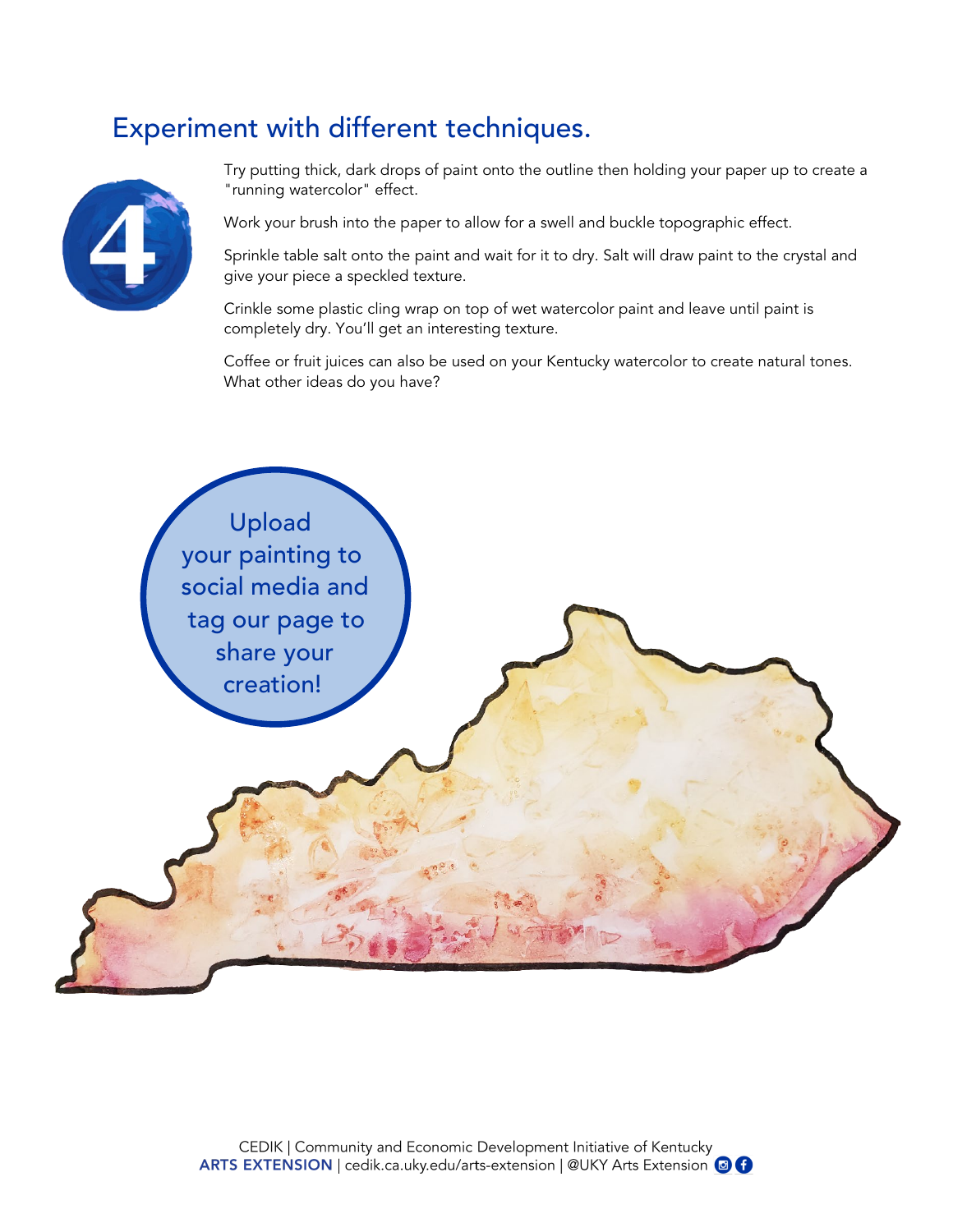## Experiment with different techniques.

4

Try putting thick, dark drops of paint onto the outline then holding your paper up to create a "running watercolor" effect.

Work your brush into the paper to allow for a swell and buckle topographic effect.

Sprinkle table salt onto the paint and wait for it to dry. Salt will draw paint to the crystal and give your piece a speckled texture.

Crinkle some plastic cling wrap on top of wet watercolor paint and leave until paint is completely dry. You'll get an interesting texture.

Coffee or fruit juices can also be used on your Kentucky watercolor to create natural tones. What other ideas do you have?

Upload your painting to social media and tag our page to share your creation!

CEDIK | Community and Economic Development Initiative of Kentucky
**ARTS EXTENSION** | cedik.ca.uky.edu/arts-extension | @UKY Arts Extension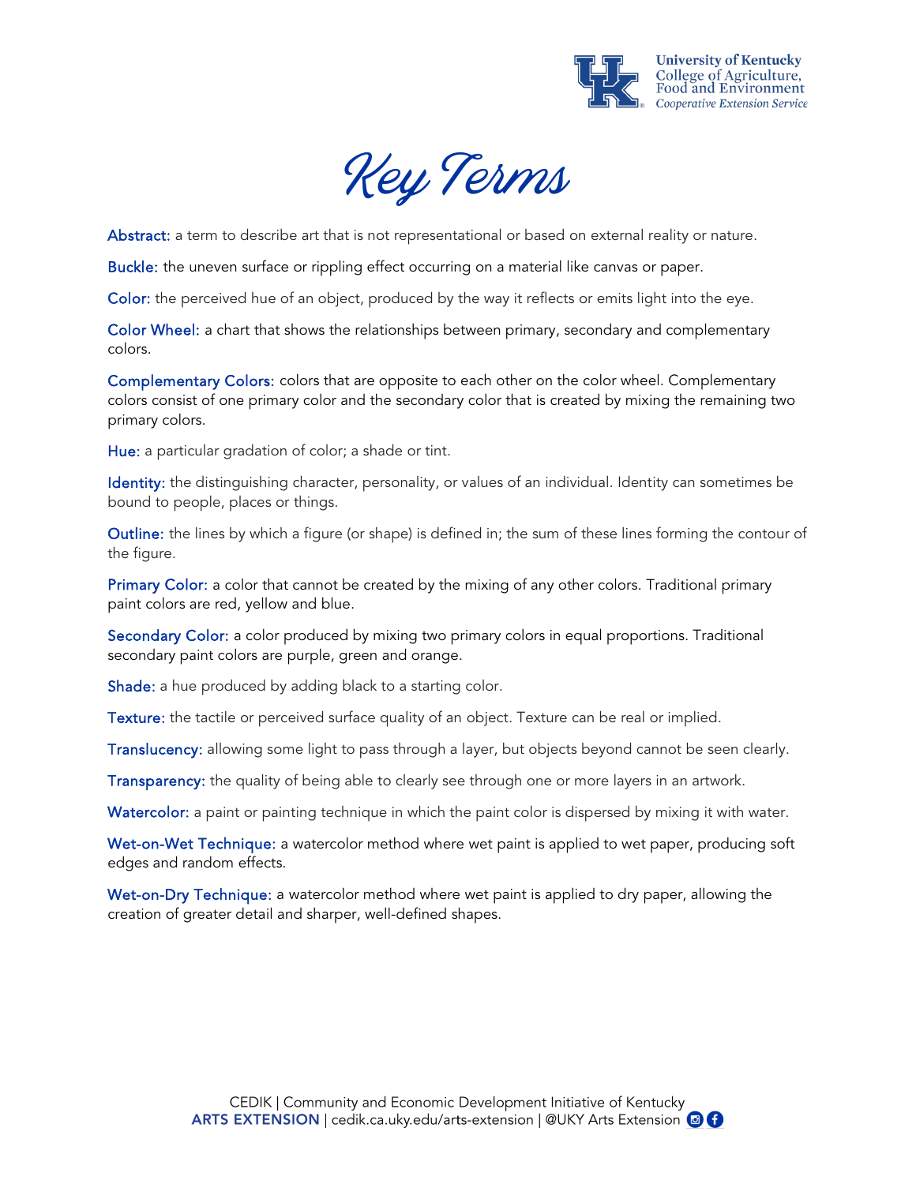# Key Terms

**Abstract:** a term to describe art that is not representational or based on external reality or nature.

**Buckle:** the uneven surface or rippling effect occurring on a material like canvas or paper.

**Color:** the perceived hue of an object, produced by the way it reflects or emits light into the eye.

**Color Wheel:** a chart that shows the relationships between primary, secondary and complementary colors.

**Complementary Colors:** colors that are opposite to each other on the color wheel. Complementary colors consist of one primary color and the secondary color that is created by mixing the remaining two primary colors.

**Hue:** a particular gradation of color; a shade or tint.

**Identity:** the distinguishing character, personality, or values of an individual. Identity can sometimes be bound to people, places or things.

**Outline:** the lines by which a figure (or shape) is defined in; the sum of these lines forming the contour of the figure.

**Primary Color:** a color that cannot be created by the mixing of any other colors. Traditional primary paint colors are red, yellow and blue.

**Secondary Color:** a color produced by mixing two primary colors in equal proportions. Traditional secondary paint colors are purple, green and orange.

**Shade:** a hue produced by adding black to a starting color.

**Texture:** the tactile or perceived surface quality of an object. Texture can be real or implied.

**Translucency:** allowing some light to pass through a layer, but objects beyond cannot be seen clearly.

**Transparency:** the quality of being able to clearly see through one or more layers in an artwork.

**Watercolor:** a paint or painting technique in which the paint color is dispersed by mixing it with water.

**Wet-on-Wet Technique:** a watercolor method where wet paint is applied to wet paper, producing soft edges and random effects.

**Wet-on-Dry Technique:** a watercolor method where wet paint is applied to dry paper, allowing the creation of greater detail and sharper, well-defined shapes.